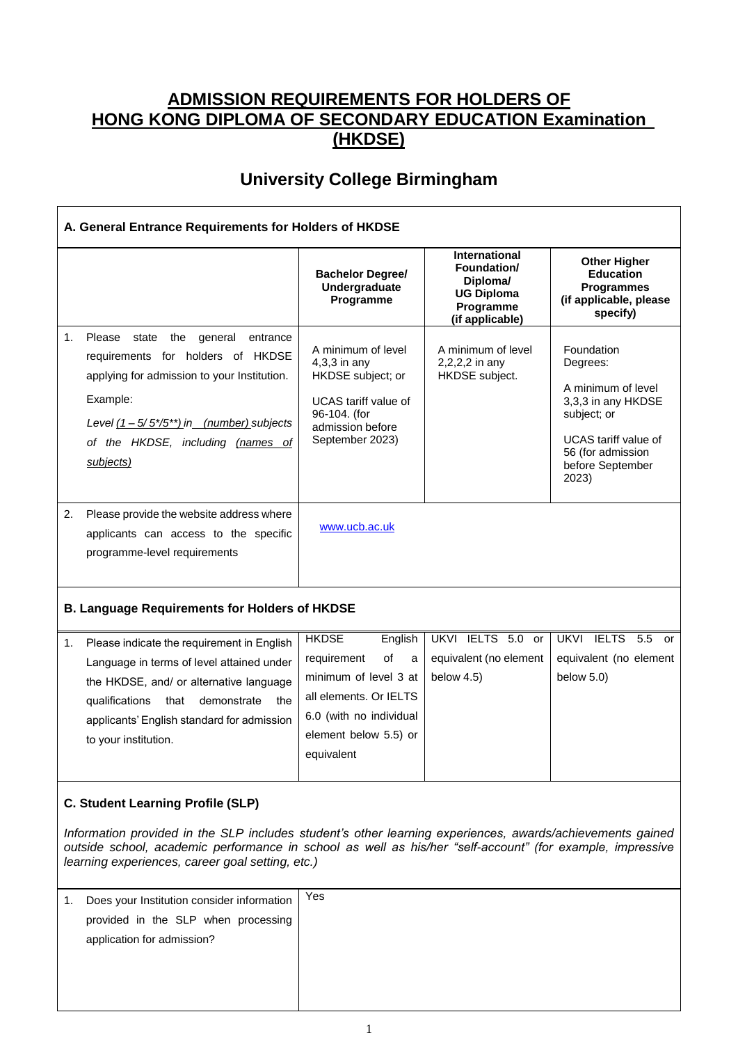# ADMISSION REQUIREMENTS FOR HOLDERS OF HONG KONG DIPLOMA OF SECONDARY EDUCATION Examination (HKDSE)

## University College Birmingham

### A. General Entrance Requirements for Holders of HKDSE

| | Bachelor Degree/ Undergraduate Programme | International Foundation/ Diploma/ UG Diploma Programme (if applicable) | Other Higher Education Programmes (if applicable, please specify) |
|---|---|---|---|
| 1. Please state the general entrance requirements for holders of HKDSE applying for admission to your Institution. Example: *Level (1 – 5/ 5\*/5\*\*) in (number) subjects of the HKDSE, including (names of subjects)* | A minimum of level 4,3,3 in any HKDSE subject; or UCAS tariff value of 96-104. (for admission before September 2023) | A minimum of level 2,2,2,2 in any HKDSE subject. | Foundation Degrees: A minimum of level 3,3,3 in any HKDSE subject; or UCAS tariff value of 56 (for admission before September 2023) |
| 2. Please provide the website address where applicants can access to the specific programme-level requirements | www.ucb.ac.uk | | |

### B. Language Requirements for Holders of HKDSE

| | | | |
|---|---|---|---|
| 1. Please indicate the requirement in English Language in terms of level attained under the HKDSE, and/ or alternative language qualifications that demonstrate the applicants' English standard for admission to your institution. | HKDSE English requirement of a minimum of level 3 at all elements. Or IELTS 6.0 (with no individual element below 5.5) or equivalent | UKVI IELTS 5.0 or equivalent (no element below 4.5) | UKVI IELTS 5.5 or equivalent (no element below 5.0) |

### C. Student Learning Profile (SLP)

*Information provided in the SLP includes student's other learning experiences, awards/achievements gained outside school, academic performance in school as well as his/her "self-account" (for example, impressive learning experiences, career goal setting, etc.)*

| | |
|---|---|
| 1. Does your Institution consider information provided in the SLP when processing application for admission? | Yes |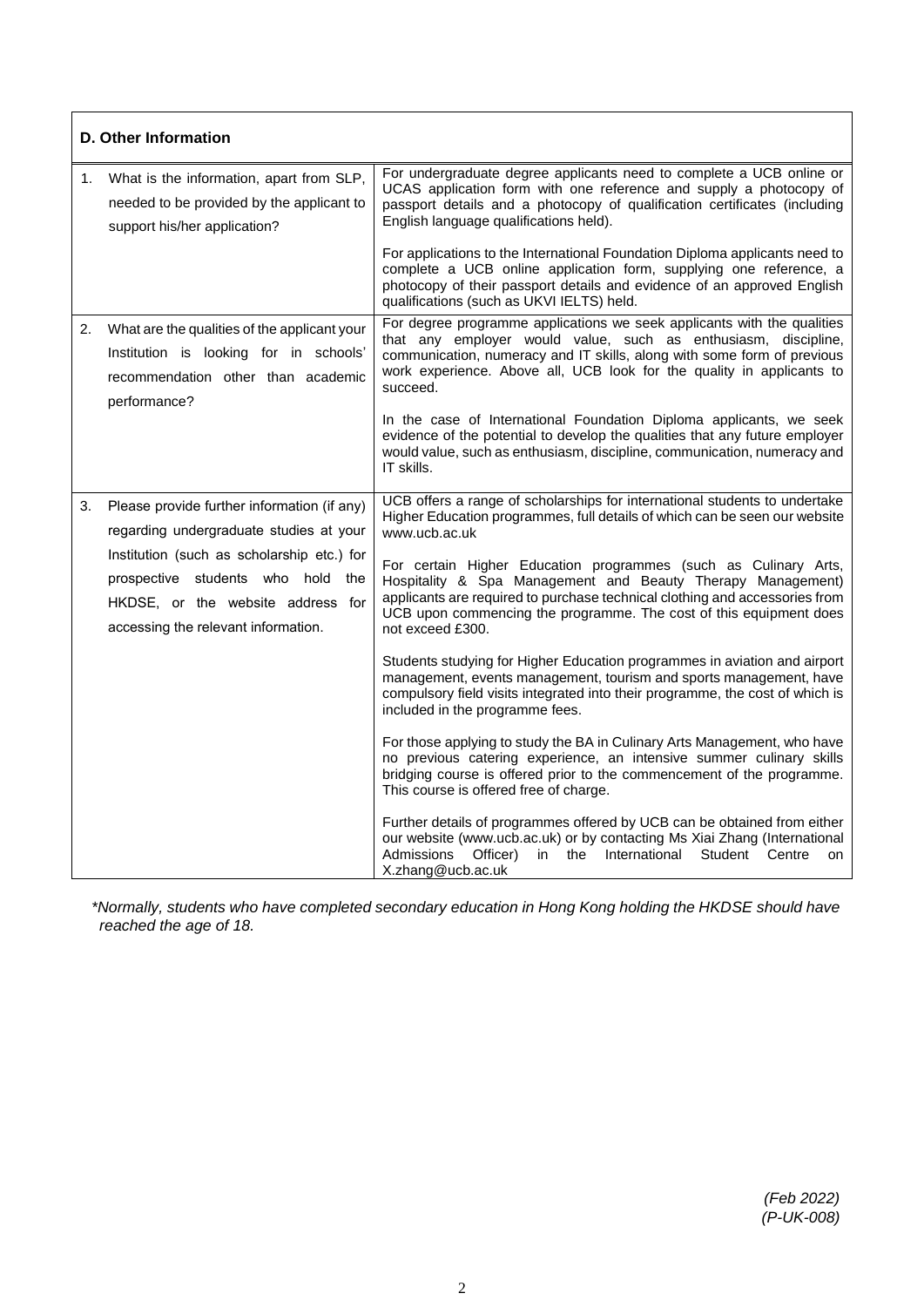## D. Other Information

| | | |
|---|---|---|
| 1. | What is the information, apart from SLP, needed to be provided by the applicant to support his/her application? | For undergraduate degree applicants need to complete a UCB online or UCAS application form with one reference and supply a photocopy of passport details and a photocopy of qualification certificates (including English language qualifications held).<br><br>For applications to the International Foundation Diploma applicants need to complete a UCB online application form, supplying one reference, a photocopy of their passport details and evidence of an approved English qualifications (such as UKVI IELTS) held. |
| 2. | What are the qualities of the applicant your Institution is looking for in schools' recommendation other than academic performance? | For degree programme applications we seek applicants with the qualities that any employer would value, such as enthusiasm, discipline, communication, numeracy and IT skills, along with some form of previous work experience. Above all, UCB look for the quality in applicants to succeed.<br><br>In the case of International Foundation Diploma applicants, we seek evidence of the potential to develop the qualities that any future employer would value, such as enthusiasm, discipline, communication, numeracy and IT skills. |
| 3. | Please provide further information (if any) regarding undergraduate studies at your Institution (such as scholarship etc.) for prospective students who hold the HKDSE, or the website address for accessing the relevant information. | UCB offers a range of scholarships for international students to undertake Higher Education programmes, full details of which can be seen our website www.ucb.ac.uk<br><br>For certain Higher Education programmes (such as Culinary Arts, Hospitality & Spa Management and Beauty Therapy Management) applicants are required to purchase technical clothing and accessories from UCB upon commencing the programme. The cost of this equipment does not exceed £300.<br><br>Students studying for Higher Education programmes in aviation and airport management, events management, tourism and sports management, have compulsory field visits integrated into their programme, the cost of which is included in the programme fees.<br><br>For those applying to study the BA in Culinary Arts Management, who have no previous catering experience, an intensive summer culinary skills bridging course is offered prior to the commencement of the programme. This course is offered free of charge.<br><br>Further details of programmes offered by UCB can be obtained from either our website (www.ucb.ac.uk) or by contacting Ms Xiai Zhang (International Admissions Officer) in the International Student Centre on X.zhang@ucb.ac.uk |

*\*Normally, students who have completed secondary education in Hong Kong holding the HKDSE should have reached the age of 18.*

*(Feb 2022)*
*(P-UK-008)*